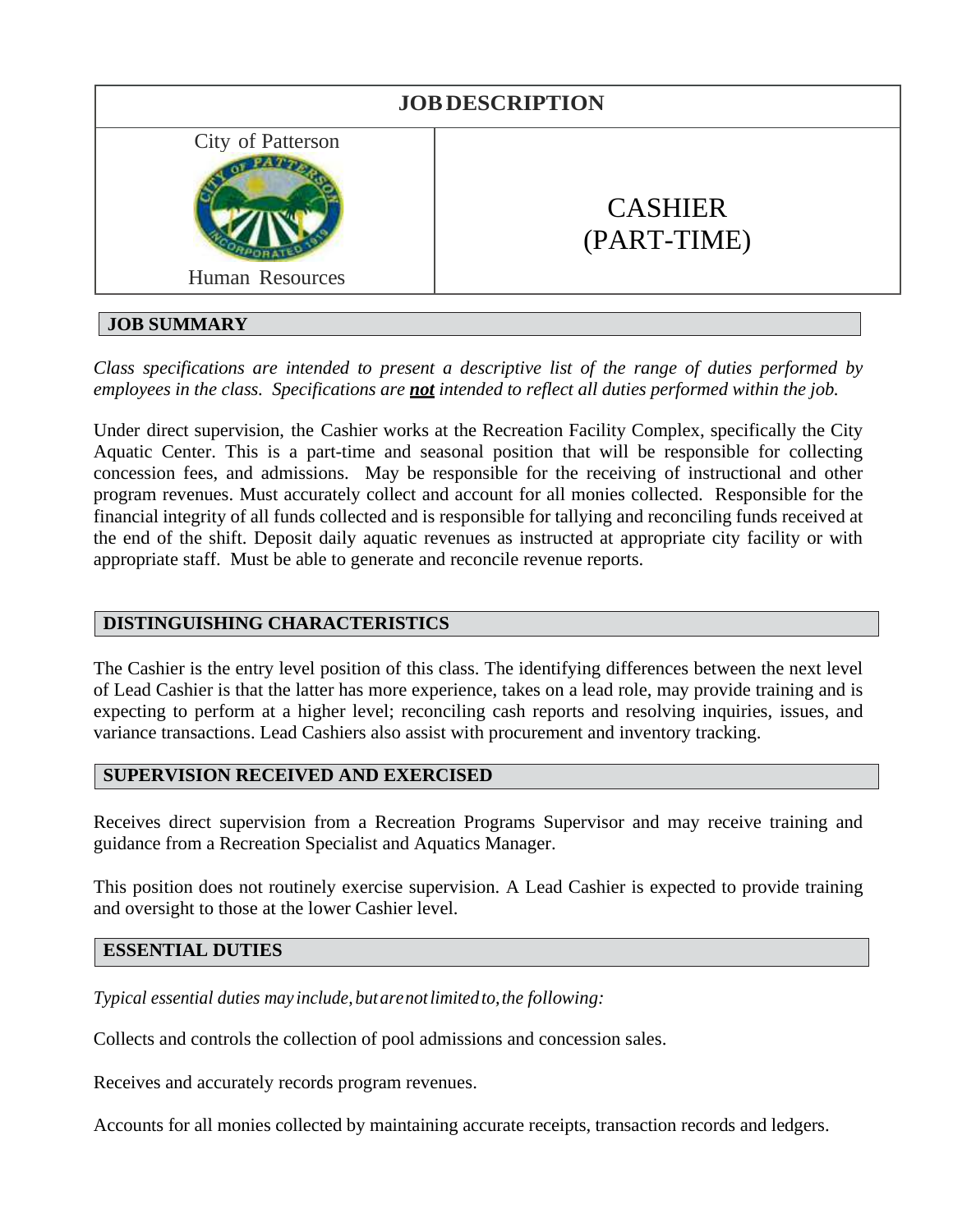# JOB DESCRIPTION

| City of Patterson<br><br>Human Resources | CASHIER<br>(PART-TIME) |
|---|---|

## JOB SUMMARY

*Class specifications are intended to present a descriptive list of the range of duties performed by employees in the class. Specifications are **not** intended to reflect all duties performed within the job.*

Under direct supervision, the Cashier works at the Recreation Facility Complex, specifically the City Aquatic Center. This is a part-time and seasonal position that will be responsible for collecting concession fees, and admissions. May be responsible for the receiving of instructional and other program revenues. Must accurately collect and account for all monies collected. Responsible for the financial integrity of all funds collected and is responsible for tallying and reconciling funds received at the end of the shift. Deposit daily aquatic revenues as instructed at appropriate city facility or with appropriate staff. Must be able to generate and reconcile revenue reports.

## DISTINGUISHING CHARACTERISTICS

The Cashier is the entry level position of this class. The identifying differences between the next level of Lead Cashier is that the latter has more experience, takes on a lead role, may provide training and is expecting to perform at a higher level; reconciling cash reports and resolving inquiries, issues, and variance transactions. Lead Cashiers also assist with procurement and inventory tracking.

## SUPERVISION RECEIVED AND EXERCISED

Receives direct supervision from a Recreation Programs Supervisor and may receive training and guidance from a Recreation Specialist and Aquatics Manager.

This position does not routinely exercise supervision. A Lead Cashier is expected to provide training and oversight to those at the lower Cashier level.

## ESSENTIAL DUTIES

*Typical essential duties may include, but are not limited to, the following:*

Collects and controls the collection of pool admissions and concession sales.

Receives and accurately records program revenues.

Accounts for all monies collected by maintaining accurate receipts, transaction records and ledgers.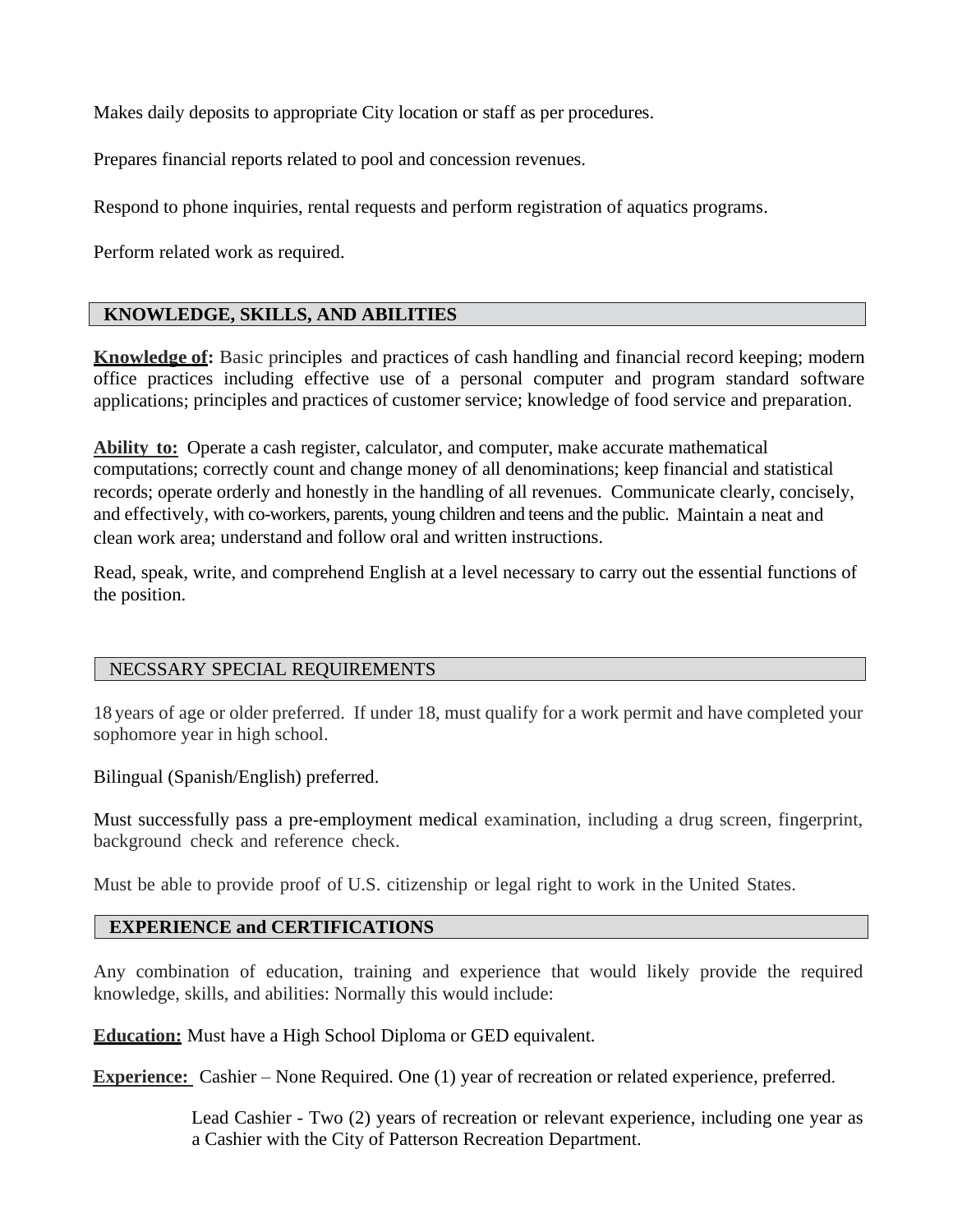Makes daily deposits to appropriate City location or staff as per procedures.

Prepares financial reports related to pool and concession revenues.

Respond to phone inquiries, rental requests and perform registration of aquatics programs.

Perform related work as required.

## KNOWLEDGE, SKILLS, AND ABILITIES

**Knowledge of:** Basic principles and practices of cash handling and financial record keeping; modern office practices including effective use of a personal computer and program standard software applications; principles and practices of customer service; knowledge of food service and preparation.

**Ability to:** Operate a cash register, calculator, and computer, make accurate mathematical computations; correctly count and change money of all denominations; keep financial and statistical records; operate orderly and honestly in the handling of all revenues. Communicate clearly, concisely, and effectively, with co-workers, parents, young children and teens and the public. Maintain a neat and clean work area; understand and follow oral and written instructions.

Read, speak, write, and comprehend English at a level necessary to carry out the essential functions of the position.

## NECSSARY SPECIAL REQUIREMENTS

18 years of age or older preferred. If under 18, must qualify for a work permit and have completed your sophomore year in high school.

Bilingual (Spanish/English) preferred.

Must successfully pass a pre-employment medical examination, including a drug screen, fingerprint, background check and reference check.

Must be able to provide proof of U.S. citizenship or legal right to work in the United States.

## EXPERIENCE and CERTIFICATIONS

Any combination of education, training and experience that would likely provide the required knowledge, skills, and abilities: Normally this would include:

**Education:** Must have a High School Diploma or GED equivalent.

**Experience:** Cashier – None Required. One (1) year of recreation or related experience, preferred.

Lead Cashier - Two (2) years of recreation or relevant experience, including one year as a Cashier with the City of Patterson Recreation Department.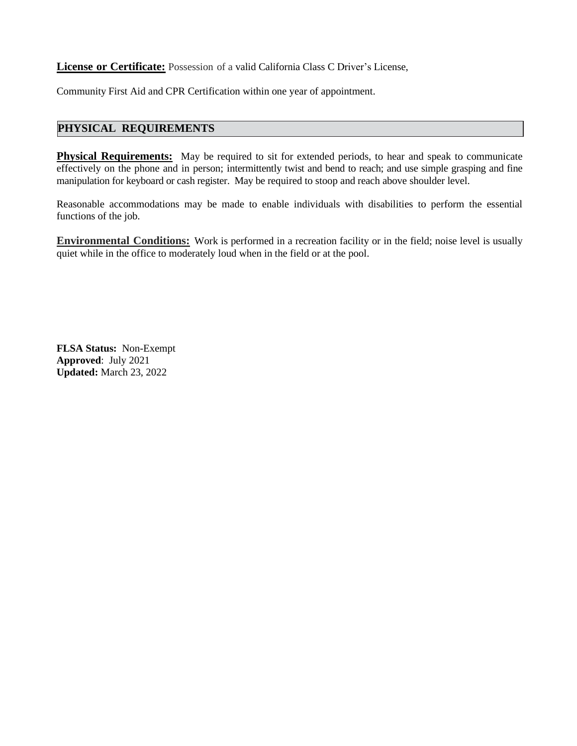**License or Certificate:** Possession of a valid California Class C Driver's License,

Community First Aid and CPR Certification within one year of appointment.

## PHYSICAL REQUIREMENTS

**Physical Requirements:** May be required to sit for extended periods, to hear and speak to communicate effectively on the phone and in person; intermittently twist and bend to reach; and use simple grasping and fine manipulation for keyboard or cash register. May be required to stoop and reach above shoulder level.

Reasonable accommodations may be made to enable individuals with disabilities to perform the essential functions of the job.

**Environmental Conditions:** Work is performed in a recreation facility or in the field; noise level is usually quiet while in the office to moderately loud when in the field or at the pool.

**FLSA Status:** Non-Exempt
**Approved**: July 2021
**Updated:** March 23, 2022